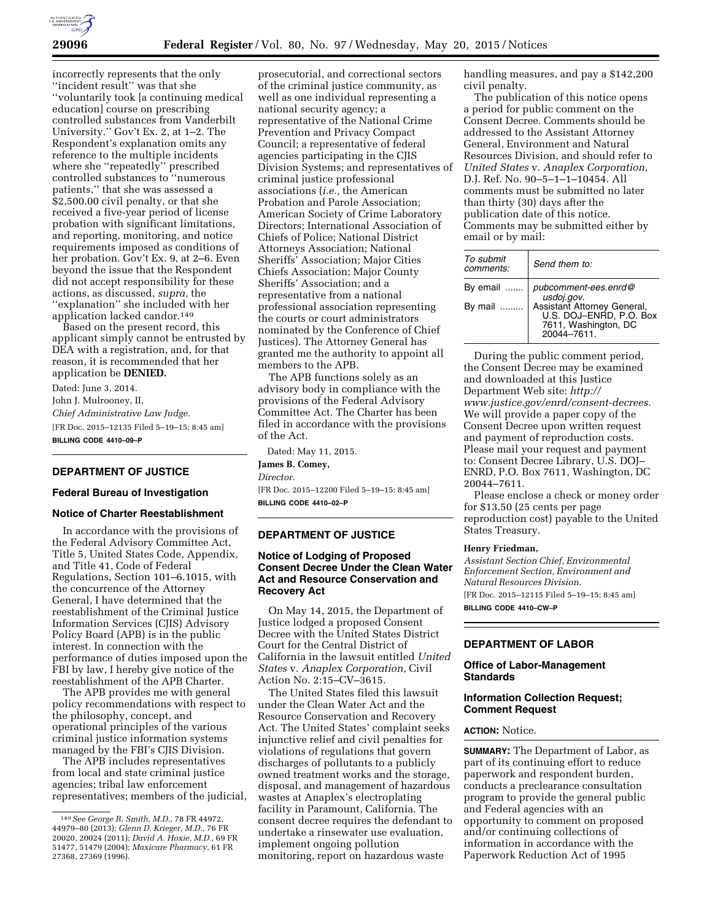incorrectly represents that the only ''incident result'' was that she ''voluntarily took [a continuing medical education] course on prescribing controlled substances from Vanderbilt University.'' Gov't Ex. 2, at 1–2. The Respondent's explanation omits any reference to the multiple incidents where she ''repeatedly'' prescribed controlled substances to ''numerous patients,'' that she was assessed a $2,500.00 civil penalty, or that she received a five-year period of license probation with significant limitations, and reporting, monitoring, and notice requirements imposed as conditions of her probation. Gov't Ex. 9, at 2–6. Even beyond the issue that the Respondent did not accept responsibility for these actions, as discussed, *supra,* the ''explanation'' she included with her application lacked candor.[149]

Based on the present record, this applicant simply cannot be entrusted by DEA with a registration, and, for that reason, it is recommended that her application be **DENIED.**

Dated: June 3, 2014.

John J. Mulrooney, II,

*Chief Administrative Law Judge.*

[FR Doc. 2015–12135 Filed 5–19–15; 8:45 am]

**BILLING CODE 4410–09–P**

[149] *See George R. Smith, M.D.,* 78 FR 44972, 44979–80 (2013); *Glenn D. Krieger, M.D.,* 76 FR 20020, 20024 (2011); *David A. Hoxie, M.D.,* 69 FR 51477, 51479 (2004); *Maxicare Pharmacy,* 61 FR 27368, 27369 (1996).

## DEPARTMENT OF JUSTICE

### Federal Bureau of Investigation

### Notice of Charter Reestablishment

In accordance with the provisions of the Federal Advisory Committee Act, Title 5, United States Code, Appendix, and Title 41, Code of Federal Regulations, Section 101–6.1015, with the concurrence of the Attorney General, I have determined that the reestablishment of the Criminal Justice Information Services (CJIS) Advisory Policy Board (APB) is in the public interest. In connection with the performance of duties imposed upon the FBI by law, I hereby give notice of the reestablishment of the APB Charter.

The APB provides me with general policy recommendations with respect to the philosophy, concept, and operational principles of the various criminal justice information systems managed by the FBI's CJIS Division.

The APB includes representatives from local and state criminal justice agencies; tribal law enforcement representatives; members of the judicial, prosecutorial, and correctional sectors of the criminal justice community, as well as one individual representing a national security agency; a representative of the National Crime Prevention and Privacy Compact Council; a representative of federal agencies participating in the CJIS Division Systems; and representatives of criminal justice professional associations (*i.e.,* the American Probation and Parole Association; American Society of Crime Laboratory Directors; International Association of Chiefs of Police; National District Attorneys Association; National Sheriffs' Association; Major Cities Chiefs Association; Major County Sheriffs' Association; and a representative from a national professional association representing the courts or court administrators nominated by the Conference of Chief Justices). The Attorney General has granted me the authority to appoint all members to the APB.

The APB functions solely as an advisory body in compliance with the provisions of the Federal Advisory Committee Act. The Charter has been filed in accordance with the provisions of the Act.

Dated: May 11, 2015.

**James B. Comey,**

*Director.*

[FR Doc. 2015–12200 Filed 5–19–15; 8:45 am]

**BILLING CODE 4410–02–P**

## DEPARTMENT OF JUSTICE

### Notice of Lodging of Proposed Consent Decree Under the Clean Water Act and Resource Conservation and Recovery Act

On May 14, 2015, the Department of Justice lodged a proposed Consent Decree with the United States District Court for the Central District of California in the lawsuit entitled *United States* v. *Anaplex Corporation,* Civil Action No. 2:15–CV–3615.

The United States filed this lawsuit under the Clean Water Act and the Resource Conservation and Recovery Act. The United States' complaint seeks injunctive relief and civil penalties for violations of regulations that govern discharges of pollutants to a publicly owned treatment works and the storage, disposal, and management of hazardous wastes at Anaplex's electroplating facility in Paramount, California. The consent decree requires the defendant to undertake a rinsewater use evaluation, implement ongoing pollution monitoring, report on hazardous waste handling measures, and pay a $142,200 civil penalty.

The publication of this notice opens a period for public comment on the Consent Decree. Comments should be addressed to the Assistant Attorney General, Environment and Natural Resources Division, and should refer to *United States* v. *Anaplex Corporation,* D.J. Ref. No. 90–5–1–1–10454. All comments must be submitted no later than thirty (30) days after the publication date of this notice. Comments may be submitted either by email or by mail:

| *To submit comments:* | *Send them to:* |
|---|---|
| By email ....... | *pubcomment-ees.enrd@usdoj.gov.* |
| By mail ......... | Assistant Attorney General, U.S. DOJ–ENRD, P.O. Box 7611, Washington, DC 20044–7611. |

During the public comment period, the Consent Decree may be examined and downloaded at this Justice Department Web site: *http://www.justice.gov/enrd/consent-decrees.* We will provide a paper copy of the Consent Decree upon written request and payment of reproduction costs. Please mail your request and payment to: Consent Decree Library, U.S. DOJ–ENRD, P.O. Box 7611, Washington, DC 20044–7611.

Please enclose a check or money order for $13.50 (25 cents per page reproduction cost) payable to the United States Treasury.

**Henry Friedman,**

*Assistant Section Chief, Environmental Enforcement Section, Environment and Natural Resources Division.*

[FR Doc. 2015–12115 Filed 5–19–15; 8:45 am]

**BILLING CODE 4410–CW–P**

## DEPARTMENT OF LABOR

### Office of Labor-Management Standards

### Information Collection Request; Comment Request

**ACTION:** Notice.

**SUMMARY:** The Department of Labor, as part of its continuing effort to reduce paperwork and respondent burden, conducts a preclearance consultation program to provide the general public and Federal agencies with an opportunity to comment on proposed and/or continuing collections of information in accordance with the Paperwork Reduction Act of 1995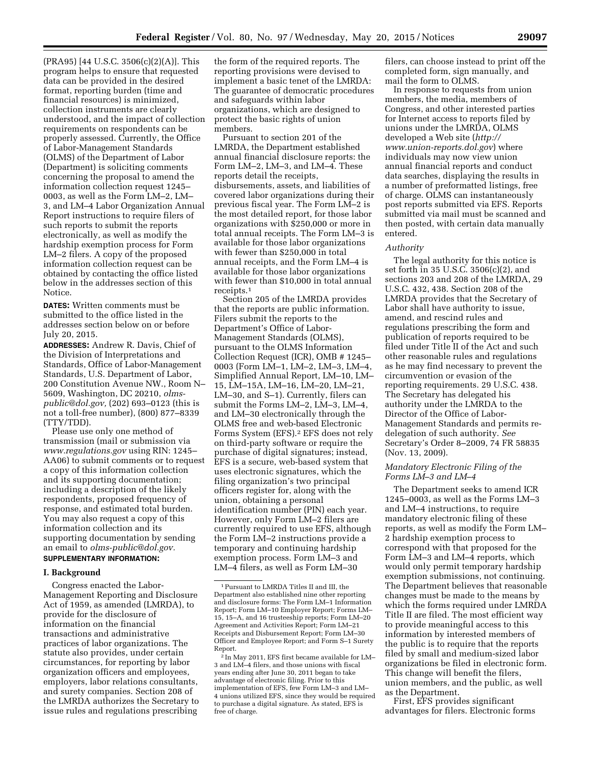(PRA95) [44 U.S.C. 3506(c)(2)(A)]. This program helps to ensure that requested data can be provided in the desired format, reporting burden (time and financial resources) is minimized, collection instruments are clearly understood, and the impact of collection requirements on respondents can be properly assessed. Currently, the Office of Labor-Management Standards (OLMS) of the Department of Labor (Department) is soliciting comments concerning the proposal to amend the information collection request 1245–0003, as well as the Form LM–2, LM–3, and LM–4 Labor Organization Annual Report instructions to require filers of such reports to submit the reports electronically, as well as modify the hardship exemption process for Form LM–2 filers. A copy of the proposed information collection request can be obtained by contacting the office listed below in the addresses section of this Notice.

**DATES:** Written comments must be submitted to the office listed in the addresses section below on or before July 20, 2015.

**ADDRESSES:** Andrew R. Davis, Chief of the Division of Interpretations and Standards, Office of Labor-Management Standards, U.S. Department of Labor, 200 Constitution Avenue NW., Room N–5609, Washington, DC 20210, *olms-public@dol.gov,* (202) 693–0123 (this is not a toll-free number), (800) 877–8339 (TTY/TDD).

Please use only one method of transmission (mail or submission via *www.regulations.gov* using RIN: 1245–AA06) to submit comments or to request a copy of this information collection and its supporting documentation; including a description of the likely respondents, proposed frequency of response, and estimated total burden. You may also request a copy of this information collection and its supporting documentation by sending an email to *olms-public@dol.gov.*

**SUPPLEMENTARY INFORMATION:**

## I. Background

Congress enacted the Labor-Management Reporting and Disclosure Act of 1959, as amended (LMRDA), to provide for the disclosure of information on the financial transactions and administrative practices of labor organizations. The statute also provides, under certain circumstances, for reporting by labor organization officers and employees, employers, labor relations consultants, and surety companies. Section 208 of the LMRDA authorizes the Secretary to issue rules and regulations prescribing the form of the required reports. The reporting provisions were devised to implement a basic tenet of the LMRDA: The guarantee of democratic procedures and safeguards within labor organizations, which are designed to protect the basic rights of union members.

Pursuant to section 201 of the LMRDA, the Department established annual financial disclosure reports: the Form LM–2, LM–3, and LM–4. These reports detail the receipts, disbursements, assets, and liabilities of covered labor organizations during their previous fiscal year. The Form LM–2 is the most detailed report, for those labor organizations with $250,000 or more in total annual receipts. The Form LM–3 is available for those labor organizations with fewer than $250,000 in total annual receipts, and the Form LM–4 is available for those labor organizations with fewer than $10,000 in total annual receipts.[1]

Section 205 of the LMRDA provides that the reports are public information. Filers submit the reports to the Department's Office of Labor-Management Standards (OLMS), pursuant to the OLMS Information Collection Request (ICR), OMB # 1245–0003 (Form LM–1, LM–2, LM–3, LM–4, Simplified Annual Report, LM–10, LM–15, LM–15A, LM–16, LM–20, LM–21, LM–30, and S–1). Currently, filers can submit the Forms LM–2, LM–3, LM–4, and LM–30 electronically through the OLMS free and web-based Electronic Forms System (EFS).[2] EFS does not rely on third-party software or require the purchase of digital signatures; instead, EFS is a secure, web-based system that uses electronic signatures, which the filing organization's two principal officers register for, along with the union, obtaining a personal identification number (PIN) each year. However, only Form LM–2 filers are currently required to use EFS, although the Form LM–2 instructions provide a temporary and continuing hardship exemption process. Form LM–3 and LM–4 filers, as well as Form LM–30 filers, can choose instead to print off the completed form, sign manually, and mail the form to OLMS.

In response to requests from union members, the media, members of Congress, and other interested parties for Internet access to reports filed by unions under the LMRDA, OLMS developed a Web site (*http://www.union-reports.dol.gov*) where individuals may now view union annual financial reports and conduct data searches, displaying the results in a number of preformatted listings, free of charge. OLMS can instantaneously post reports submitted via EFS. Reports submitted via mail must be scanned and then posted, with certain data manually entered.

### *Authority*

The legal authority for this notice is set forth in 35 U.S.C. 3506(c)(2), and sections 203 and 208 of the LMRDA, 29 U.S.C. 432, 438. Section 208 of the LMRDA provides that the Secretary of Labor shall have authority to issue, amend, and rescind rules and regulations prescribing the form and publication of reports required to be filed under Title II of the Act and such other reasonable rules and regulations as he may find necessary to prevent the circumvention or evasion of the reporting requirements. 29 U.S.C. 438. The Secretary has delegated his authority under the LMRDA to the Director of the Office of Labor-Management Standards and permits re-delegation of such authority. *See* Secretary's Order 8–2009, 74 FR 58835 (Nov. 13, 2009).

### *Mandatory Electronic Filing of the Forms LM–3 and LM–4*

The Department seeks to amend ICR 1245–0003, as well as the Forms LM–3 and LM–4 instructions, to require mandatory electronic filing of these reports, as well as modify the Form LM–2 hardship exemption process to correspond with that proposed for the Form LM–3 and LM–4 reports, which would only permit temporary hardship exemption submissions, not continuing. The Department believes that reasonable changes must be made to the means by which the forms required under LMRDA Title II are filed. The most efficient way to provide meaningful access to this information by interested members of the public is to require that the reports filed by small and medium-sized labor organizations be filed in electronic form. This change will benefit the filers, union members, and the public, as well as the Department.

First, EFS provides significant advantages for filers. Electronic forms

---

[1] Pursuant to LMRDA Titles II and III, the Department also established nine other reporting and disclosure forms: The Form LM–1 Information Report; Form LM–10 Employer Report; Forms LM–15, 15–A, and 16 trusteeship reports; Form LM–20 Agreement and Activities Report; Form LM–21 Receipts and Disbursement Report; Form LM–30 Officer and Employee Report; and Form S–1 Surety Report.

[2] In May 2011, EFS first became available for LM–3 and LM–4 filers, and those unions with fiscal years ending after June 30, 2011 began to take advantage of electronic filing. Prior to this implementation of EFS, few Form LM–3 and LM–4 unions utilized EFS, since they would be required to purchase a digital signature. As stated, EFS is free of charge.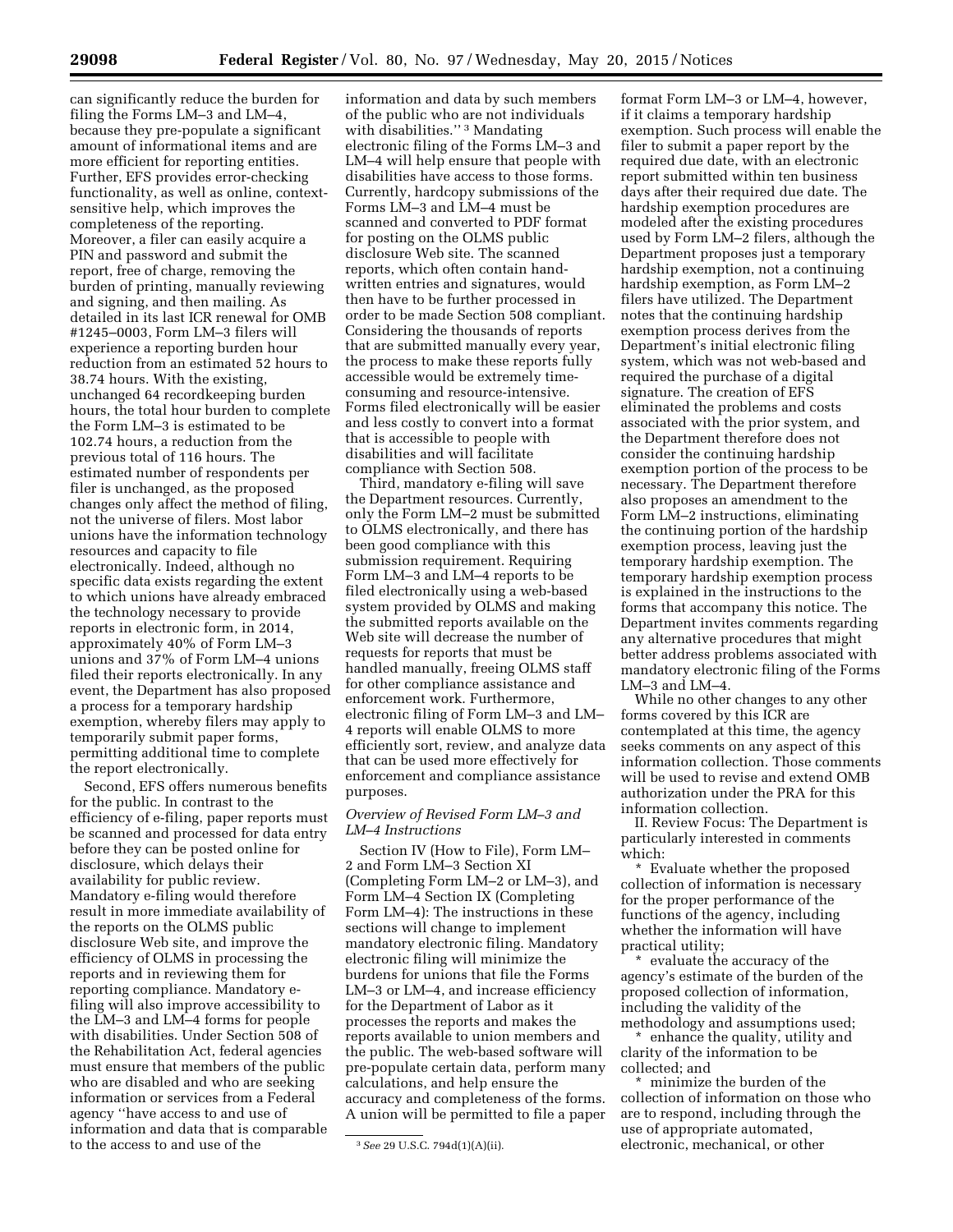can significantly reduce the burden for filing the Forms LM–3 and LM–4, because they pre-populate a significant amount of informational items and are more efficient for reporting entities. Further, EFS provides error-checking functionality, as well as online, context-sensitive help, which improves the completeness of the reporting. Moreover, a filer can easily acquire a PIN and password and submit the report, free of charge, removing the burden of printing, manually reviewing and signing, and then mailing. As detailed in its last ICR renewal for OMB #1245–0003, Form LM–3 filers will experience a reporting burden hour reduction from an estimated 52 hours to 38.74 hours. With the existing, unchanged 64 recordkeeping burden hours, the total hour burden to complete the Form LM–3 is estimated to be 102.74 hours, a reduction from the previous total of 116 hours. The estimated number of respondents per filer is unchanged, as the proposed changes only affect the method of filing, not the universe of filers. Most labor unions have the information technology resources and capacity to file electronically. Indeed, although no specific data exists regarding the extent to which unions have already embraced the technology necessary to provide reports in electronic form, in 2014, approximately 40% of Form LM–3 unions and 37% of Form LM–4 unions filed their reports electronically. In any event, the Department has also proposed a process for a temporary hardship exemption, whereby filers may apply to temporarily submit paper forms, permitting additional time to complete the report electronically.

Second, EFS offers numerous benefits for the public. In contrast to the efficiency of e-filing, paper reports must be scanned and processed for data entry before they can be posted online for disclosure, which delays their availability for public review. Mandatory e-filing would therefore result in more immediate availability of the reports on the OLMS public disclosure Web site, and improve the efficiency of OLMS in processing the reports and in reviewing them for reporting compliance. Mandatory e-filing will also improve accessibility to the LM–3 and LM–4 forms for people with disabilities. Under Section 508 of the Rehabilitation Act, federal agencies must ensure that members of the public who are disabled and who are seeking information or services from a Federal agency ''have access to and use of information and data that is comparable to the access to and use of the information and data by such members of the public who are not individuals with disabilities.'' [3] Mandating electronic filing of the Forms LM–3 and LM–4 will help ensure that people with disabilities have access to those forms. Currently, hardcopy submissions of the Forms LM–3 and LM–4 must be scanned and converted to PDF format for posting on the OLMS public disclosure Web site. The scanned reports, which often contain hand-written entries and signatures, would then have to be further processed in order to be made Section 508 compliant. Considering the thousands of reports that are submitted manually every year, the process to make these reports fully accessible would be extremely time-consuming and resource-intensive. Forms filed electronically will be easier and less costly to convert into a format that is accessible to people with disabilities and will facilitate compliance with Section 508.

Third, mandatory e-filing will save the Department resources. Currently, only the Form LM–2 must be submitted to OLMS electronically, and there has been good compliance with this submission requirement. Requiring Form LM–3 and LM–4 reports to be filed electronically using a web-based system provided by OLMS and making the submitted reports available on the Web site will decrease the number of requests for reports that must be handled manually, freeing OLMS staff for other compliance assistance and enforcement work. Furthermore, electronic filing of Form LM–3 and LM–4 reports will enable OLMS to more efficiently sort, review, and analyze data that can be used more effectively for enforcement and compliance assistance purposes.

*Overview of Revised Form LM–3 and LM–4 Instructions*

Section IV (How to File), Form LM–2 and Form LM–3 Section XI (Completing Form LM–2 or LM–3), and Form LM–4 Section IX (Completing Form LM–4): The instructions in these sections will change to implement mandatory electronic filing. Mandatory electronic filing will minimize the burdens for unions that file the Forms LM–3 or LM–4, and increase efficiency for the Department of Labor as it processes the reports and makes the reports available to union members and the public. The web-based software will pre-populate certain data, perform many calculations, and help ensure the accuracy and completeness of the forms. A union will be permitted to file a paper format Form LM–3 or LM–4, however, if it claims a temporary hardship exemption. Such process will enable the filer to submit a paper report by the required due date, with an electronic report submitted within ten business days after their required due date. The hardship exemption procedures are modeled after the existing procedures used by Form LM–2 filers, although the Department proposes just a temporary hardship exemption, not a continuing hardship exemption, as Form LM–2 filers have utilized. The Department notes that the continuing hardship exemption process derives from the Department's initial electronic filing system, which was not web-based and required the purchase of a digital signature. The creation of EFS eliminated the problems and costs associated with the prior system, and the Department therefore does not consider the continuing hardship exemption portion of the process to be necessary. The Department therefore also proposes an amendment to the Form LM–2 instructions, eliminating the continuing portion of the hardship exemption process, leaving just the temporary hardship exemption. The temporary hardship exemption process is explained in the instructions to the forms that accompany this notice. The Department invites comments regarding any alternative procedures that might better address problems associated with mandatory electronic filing of the Forms LM–3 and LM–4.

While no other changes to any other forms covered by this ICR are contemplated at this time, the agency seeks comments on any aspect of this information collection. Those comments will be used to revise and extend OMB authorization under the PRA for this information collection.

II. Review Focus: The Department is particularly interested in comments which:

* Evaluate whether the proposed collection of information is necessary for the proper performance of the functions of the agency, including whether the information will have practical utility;
* evaluate the accuracy of the agency's estimate of the burden of the proposed collection of information, including the validity of the methodology and assumptions used;
* enhance the quality, utility and clarity of the information to be collected; and
* minimize the burden of the collection of information on those who are to respond, including through the use of appropriate automated, electronic, mechanical, or other

[3] *See* 29 U.S.C. 794d(1)(A)(ii).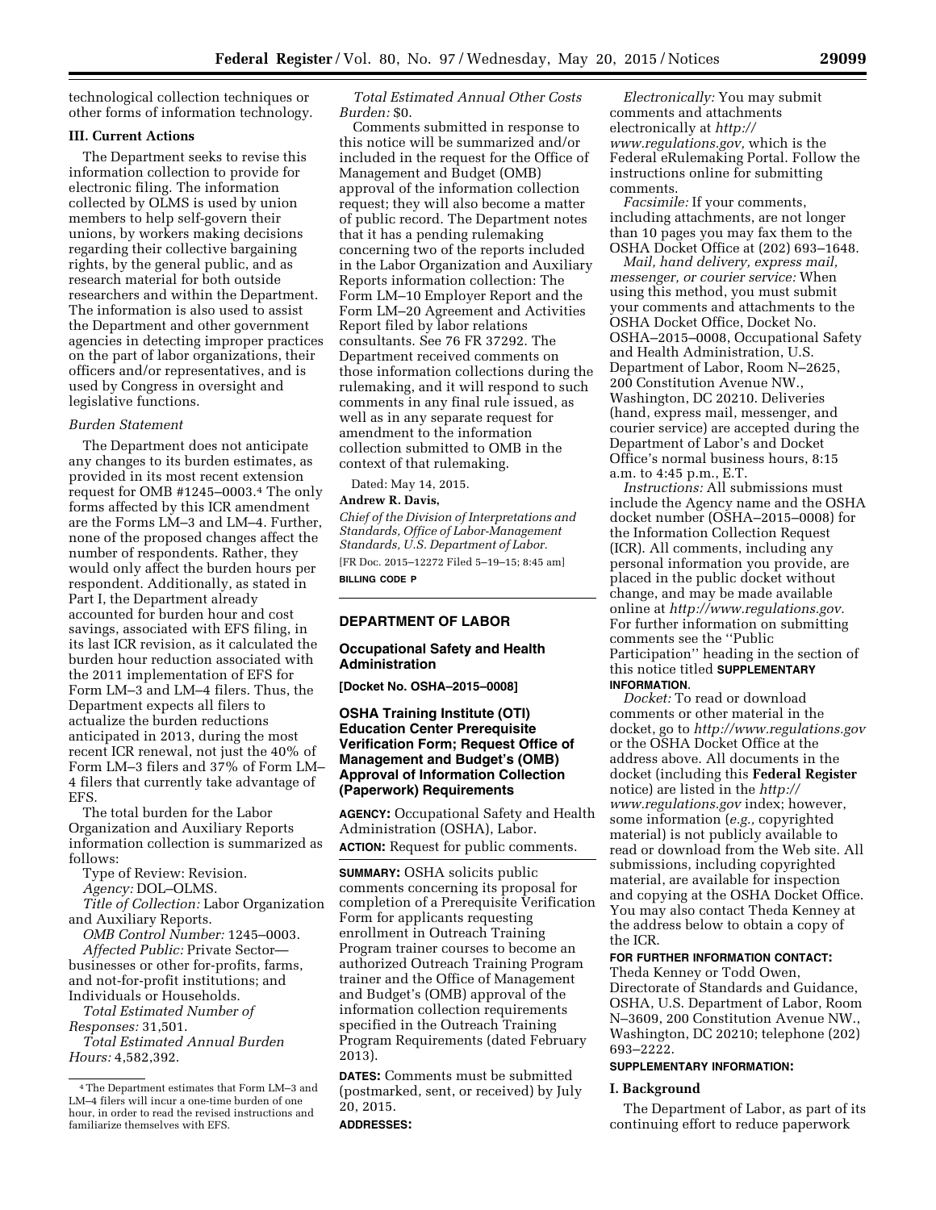technological collection techniques or other forms of information technology.

### III. Current Actions

The Department seeks to revise this information collection to provide for electronic filing. The information collected by OLMS is used by union members to help self-govern their unions, by workers making decisions regarding their collective bargaining rights, by the general public, and as research material for both outside researchers and within the Department. The information is also used to assist the Department and other government agencies in detecting improper practices on the part of labor organizations, their officers and/or representatives, and is used by Congress in oversight and legislative functions.

#### *Burden Statement*

The Department does not anticipate any changes to its burden estimates, as provided in its most recent extension request for OMB #1245–0003.[4] The only forms affected by this ICR amendment are the Forms LM–3 and LM–4. Further, none of the proposed changes affect the number of respondents. Rather, they would only affect the burden hours per respondent. Additionally, as stated in Part I, the Department already accounted for burden hour and cost savings, associated with EFS filing, in its last ICR revision, as it calculated the burden hour reduction associated with the 2011 implementation of EFS for Form LM–3 and LM–4 filers. Thus, the Department expects all filers to actualize the burden reductions anticipated in 2013, during the most recent ICR renewal, not just the 40% of Form LM–3 filers and 37% of Form LM–4 filers that currently take advantage of EFS.

The total burden for the Labor Organization and Auxiliary Reports information collection is summarized as follows:

Type of Review: Revision.

*Agency:* DOL–OLMS.

*Title of Collection:* Labor Organization and Auxiliary Reports.

*OMB Control Number:* 1245–0003.

*Affected Public:* Private Sector—businesses or other for-profits, farms, and not-for-profit institutions; and Individuals or Households.

*Total Estimated Number of Responses:* 31,501.

*Total Estimated Annual Burden Hours:* 4,582,392.

*Total Estimated Annual Other Costs Burden:* $0.

Comments submitted in response to this notice will be summarized and/or included in the request for the Office of Management and Budget (OMB) approval of the information collection request; they will also become a matter of public record. The Department notes that it has a pending rulemaking concerning two of the reports included in the Labor Organization and Auxiliary Reports information collection: The Form LM–10 Employer Report and the Form LM–20 Agreement and Activities Report filed by labor relations consultants. See 76 FR 37292. The Department received comments on those information collections during the rulemaking, and it will respond to such comments in any final rule issued, as well as in any separate request for amendment to the information collection submitted to OMB in the context of that rulemaking.

Dated: May 14, 2015.

**Andrew R. Davis,**

*Chief of the Division of Interpretations and Standards, Office of Labor-Management Standards, U.S. Department of Labor.*

[FR Doc. 2015–12272 Filed 5–19–15; 8:45 am]

**BILLING CODE P**

[4] The Department estimates that Form LM–3 and LM–4 filers will incur a one-time burden of one hour, in order to read the revised instructions and familiarize themselves with EFS.

---

## DEPARTMENT OF LABOR

### Occupational Safety and Health Administration

**[Docket No. OSHA–2015–0008]**

### OSHA Training Institute (OTI) Education Center Prerequisite Verification Form; Request Office of Management and Budget's (OMB) Approval of Information Collection (Paperwork) Requirements

**AGENCY:** Occupational Safety and Health Administration (OSHA), Labor.

**ACTION:** Request for public comments.

**SUMMARY:** OSHA solicits public comments concerning its proposal for completion of a Prerequisite Verification Form for applicants requesting enrollment in Outreach Training Program trainer courses to become an authorized Outreach Training Program trainer and the Office of Management and Budget's (OMB) approval of the information collection requirements specified in the Outreach Training Program Requirements (dated February 2013).

**DATES:** Comments must be submitted (postmarked, sent, or received) by July 20, 2015.

**ADDRESSES:**

*Electronically:* You may submit comments and attachments electronically at *http://www.regulations.gov,* which is the Federal eRulemaking Portal. Follow the instructions online for submitting comments.

*Facsimile:* If your comments, including attachments, are not longer than 10 pages you may fax them to the OSHA Docket Office at (202) 693–1648.

*Mail, hand delivery, express mail, messenger, or courier service:* When using this method, you must submit your comments and attachments to the OSHA Docket Office, Docket No. OSHA–2015–0008, Occupational Safety and Health Administration, U.S. Department of Labor, Room N–2625, 200 Constitution Avenue NW., Washington, DC 20210. Deliveries (hand, express mail, messenger, and courier service) are accepted during the Department of Labor's and Docket Office's normal business hours, 8:15 a.m. to 4:45 p.m., E.T.

*Instructions:* All submissions must include the Agency name and the OSHA docket number (OSHA–2015–0008) for the Information Collection Request (ICR). All comments, including any personal information you provide, are placed in the public docket without change, and may be made available online at *http://www.regulations.gov.* For further information on submitting comments see the ''Public Participation'' heading in the section of this notice titled **SUPPLEMENTARY INFORMATION.**

*Docket:* To read or download comments or other material in the docket, go to *http://www.regulations.gov* or the OSHA Docket Office at the address above. All documents in the docket (including this **Federal Register** notice) are listed in the *http://www.regulations.gov* index; however, some information (*e.g.,* copyrighted material) is not publicly available to read or download from the Web site. All submissions, including copyrighted material, are available for inspection and copying at the OSHA Docket Office. You may also contact Theda Kenney at the address below to obtain a copy of the ICR.

**FOR FURTHER INFORMATION CONTACT:** Theda Kenney or Todd Owen, Directorate of Standards and Guidance, OSHA, U.S. Department of Labor, Room N–3609, 200 Constitution Avenue NW., Washington, DC 20210; telephone (202) 693–2222.

**SUPPLEMENTARY INFORMATION:**

### I. Background

The Department of Labor, as part of its continuing effort to reduce paperwork